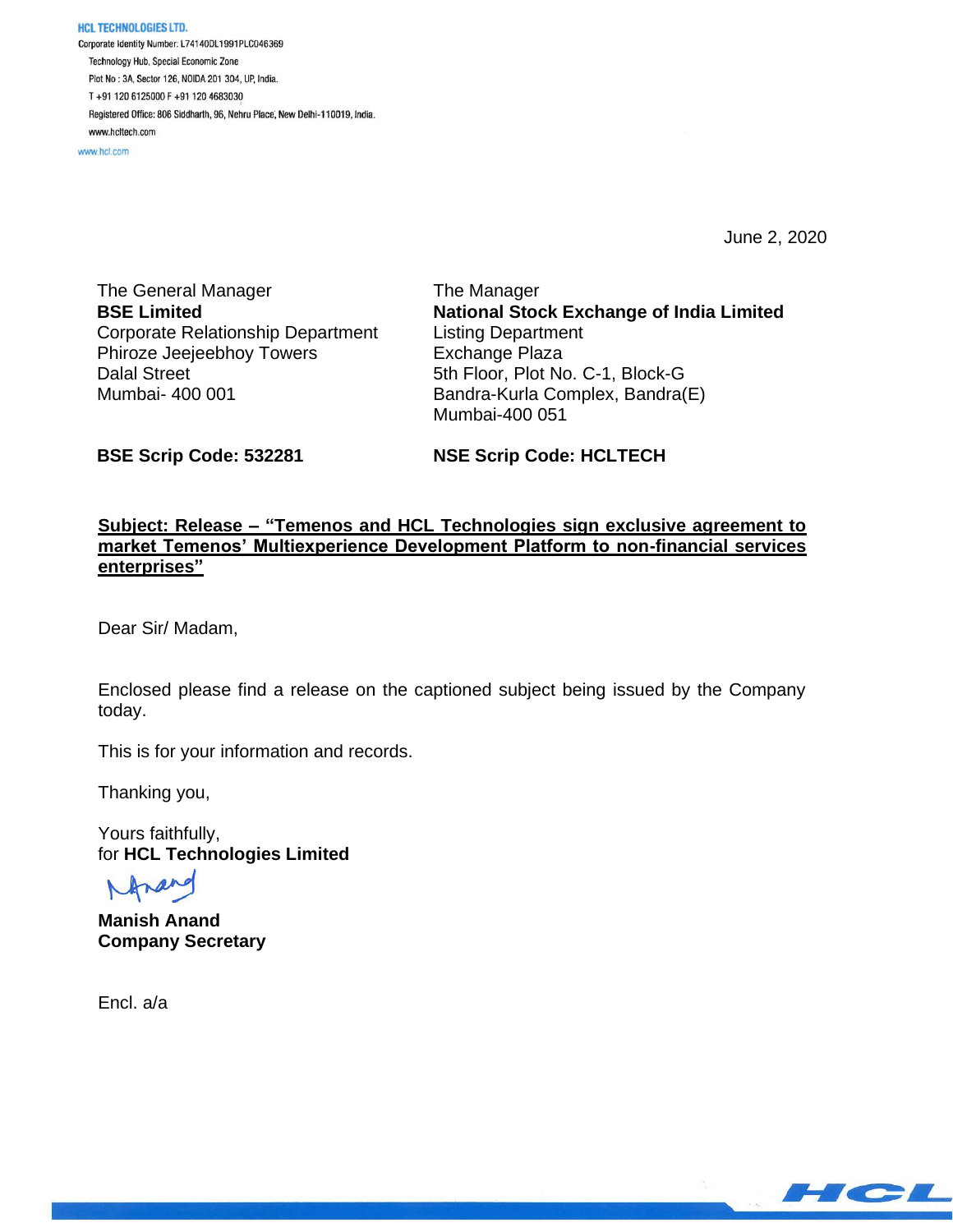**HCL TECHNOLOGIES LTD.**
Corporate Identity Number: L74140DL1991PLC046369
Technology Hub, Special Economic Zone
Plot No : 3A, Sector 126, NOIDA 201 304, UP, India.
T +91 120 6125000 F +91 120 4683030
Registered Office: 806 Siddharth, 96, Nehru Place, New Delhi-110019, India.
www.hcltech.com
www.hcl.com

June 2, 2020

The General Manager
**BSE Limited**
Corporate Relationship Department
Phiroze Jeejeebhoy Towers
Dalal Street
Mumbai- 400 001

The Manager
**National Stock Exchange of India Limited**
Listing Department
Exchange Plaza
5th Floor, Plot No. C-1, Block-G
Bandra-Kurla Complex, Bandra(E)
Mumbai-400 051

**BSE Scrip Code: 532281**

**NSE Scrip Code: HCLTECH**

**Subject: Release – "Temenos and HCL Technologies sign exclusive agreement to market Temenos' Multiexperience Development Platform to non-financial services enterprises"**

Dear Sir/ Madam,

Enclosed please find a release on the captioned subject being issued by the Company today.

This is for your information and records.

Thanking you,

Yours faithfully,
for **HCL Technologies Limited**

**Manish Anand**
**Company Secretary**

Encl. a/a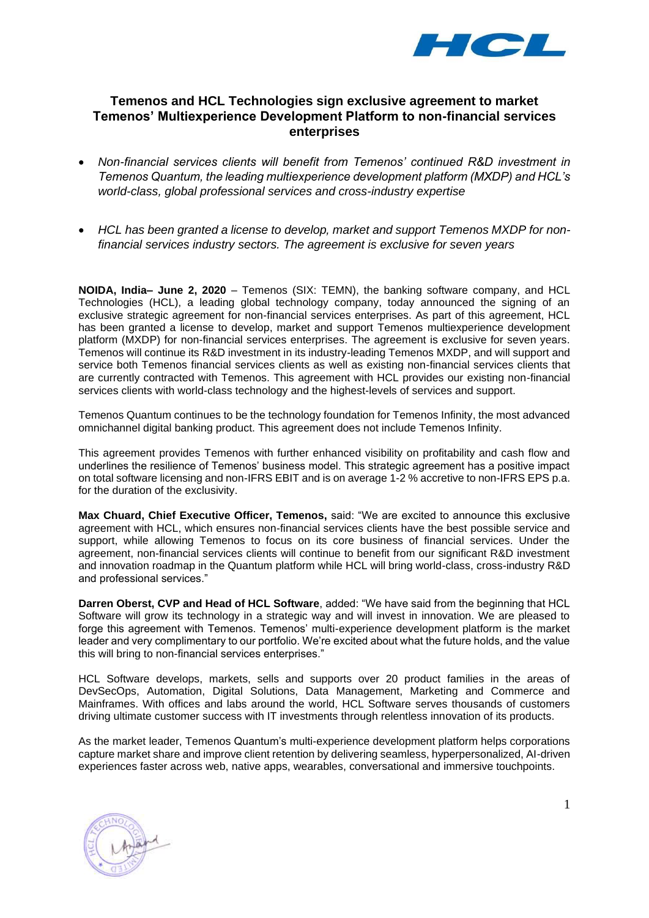## Temenos and HCL Technologies sign exclusive agreement to market Temenos' Multiexperience Development Platform to non-financial services enterprises

- *Non-financial services clients will benefit from Temenos' continued R&D investment in Temenos Quantum, the leading multiexperience development platform (MXDP) and HCL's world-class, global professional services and cross-industry expertise*

- *HCL has been granted a license to develop, market and support Temenos MXDP for non-financial services industry sectors. The agreement is exclusive for seven years*

**NOIDA, India– June 2, 2020** – Temenos (SIX: TEMN), the banking software company, and HCL Technologies (HCL), a leading global technology company, today announced the signing of an exclusive strategic agreement for non-financial services enterprises. As part of this agreement, HCL has been granted a license to develop, market and support Temenos multiexperience development platform (MXDP) for non-financial services enterprises. The agreement is exclusive for seven years. Temenos will continue its R&D investment in its industry-leading Temenos MXDP, and will support and service both Temenos financial services clients as well as existing non-financial services clients that are currently contracted with Temenos. This agreement with HCL provides our existing non-financial services clients with world-class technology and the highest-levels of services and support.

Temenos Quantum continues to be the technology foundation for Temenos Infinity, the most advanced omnichannel digital banking product. This agreement does not include Temenos Infinity.

This agreement provides Temenos with further enhanced visibility on profitability and cash flow and underlines the resilience of Temenos' business model. This strategic agreement has a positive impact on total software licensing and non-IFRS EBIT and is on average 1-2 % accretive to non-IFRS EPS p.a. for the duration of the exclusivity.

**Max Chuard, Chief Executive Officer, Temenos,** said: "We are excited to announce this exclusive agreement with HCL, which ensures non-financial services clients have the best possible service and support, while allowing Temenos to focus on its core business of financial services. Under the agreement, non-financial services clients will continue to benefit from our significant R&D investment and innovation roadmap in the Quantum platform while HCL will bring world-class, cross-industry R&D and professional services."

**Darren Oberst, CVP and Head of HCL Software**, added: "We have said from the beginning that HCL Software will grow its technology in a strategic way and will invest in innovation. We are pleased to forge this agreement with Temenos. Temenos' multi-experience development platform is the market leader and very complimentary to our portfolio. We're excited about what the future holds, and the value this will bring to non-financial services enterprises."

HCL Software develops, markets, sells and supports over 20 product families in the areas of DevSecOps, Automation, Digital Solutions, Data Management, Marketing and Commerce and Mainframes. With offices and labs around the world, HCL Software serves thousands of customers driving ultimate customer success with IT investments through relentless innovation of its products.

As the market leader, Temenos Quantum's multi-experience development platform helps corporations capture market share and improve client retention by delivering seamless, hyperpersonalized, AI-driven experiences faster across web, native apps, wearables, conversational and immersive touchpoints.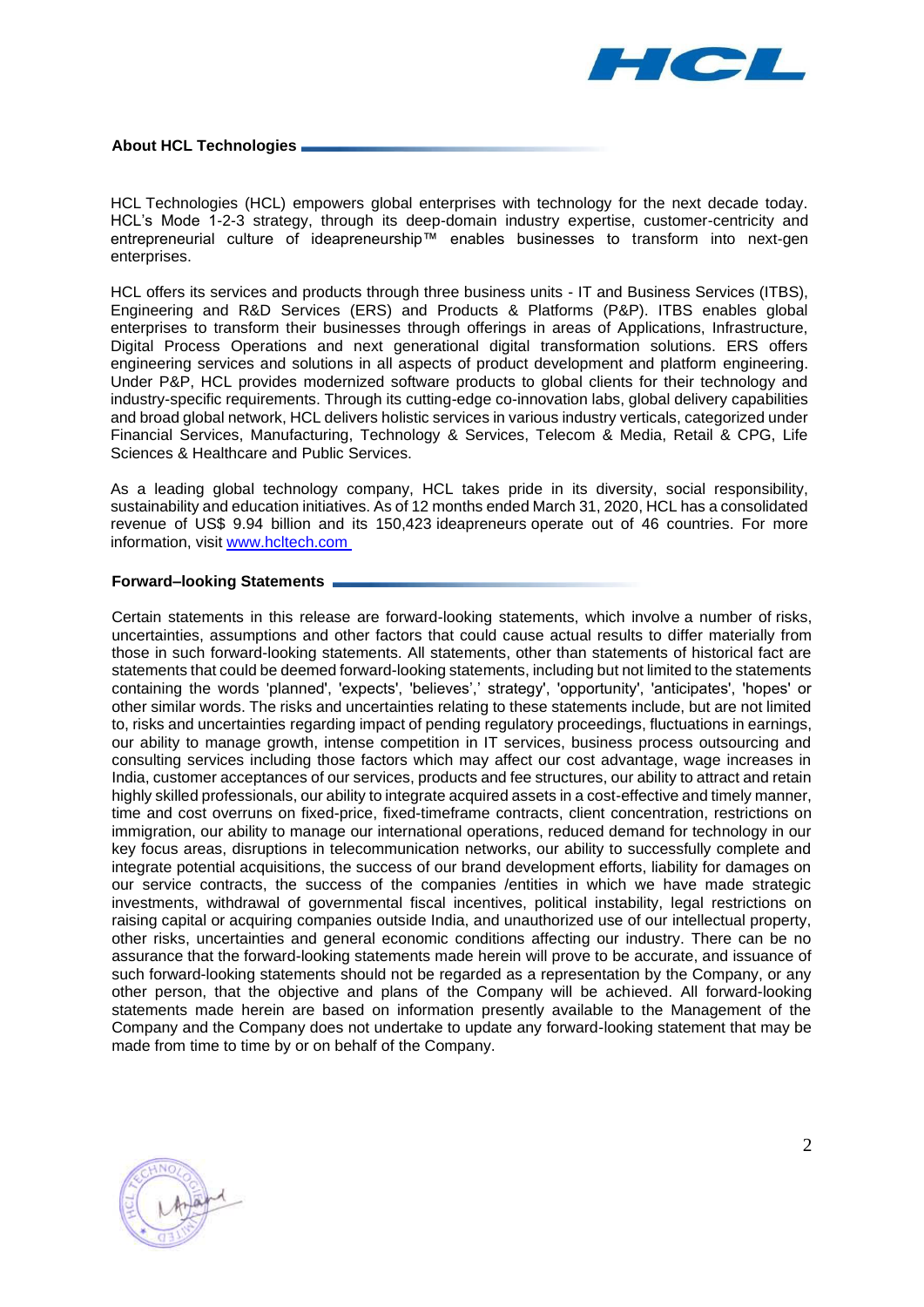## About HCL Technologies

HCL Technologies (HCL) empowers global enterprises with technology for the next decade today. HCL's Mode 1-2-3 strategy, through its deep-domain industry expertise, customer-centricity and entrepreneurial culture of ideapreneurship™ enables businesses to transform into next-gen enterprises.

HCL offers its services and products through three business units - IT and Business Services (ITBS), Engineering and R&D Services (ERS) and Products & Platforms (P&P). ITBS enables global enterprises to transform their businesses through offerings in areas of Applications, Infrastructure, Digital Process Operations and next generational digital transformation solutions. ERS offers engineering services and solutions in all aspects of product development and platform engineering. Under P&P, HCL provides modernized software products to global clients for their technology and industry-specific requirements. Through its cutting-edge co-innovation labs, global delivery capabilities and broad global network, HCL delivers holistic services in various industry verticals, categorized under Financial Services, Manufacturing, Technology & Services, Telecom & Media, Retail & CPG, Life Sciences & Healthcare and Public Services.

As a leading global technology company, HCL takes pride in its diversity, social responsibility, sustainability and education initiatives. As of 12 months ended March 31, 2020, HCL has a consolidated revenue of US$ 9.94 billion and its 150,423 ideapreneurs operate out of 46 countries. For more information, visit www.hcltech.com

## Forward–looking Statements

Certain statements in this release are forward-looking statements, which involve a number of risks, uncertainties, assumptions and other factors that could cause actual results to differ materially from those in such forward-looking statements. All statements, other than statements of historical fact are statements that could be deemed forward-looking statements, including but not limited to the statements containing the words 'planned', 'expects', 'believes',' strategy', 'opportunity', 'anticipates', 'hopes' or other similar words. The risks and uncertainties relating to these statements include, but are not limited to, risks and uncertainties regarding impact of pending regulatory proceedings, fluctuations in earnings, our ability to manage growth, intense competition in IT services, business process outsourcing and consulting services including those factors which may affect our cost advantage, wage increases in India, customer acceptances of our services, products and fee structures, our ability to attract and retain highly skilled professionals, our ability to integrate acquired assets in a cost-effective and timely manner, time and cost overruns on fixed-price, fixed-timeframe contracts, client concentration, restrictions on immigration, our ability to manage our international operations, reduced demand for technology in our key focus areas, disruptions in telecommunication networks, our ability to successfully complete and integrate potential acquisitions, the success of our brand development efforts, liability for damages on our service contracts, the success of the companies /entities in which we have made strategic investments, withdrawal of governmental fiscal incentives, political instability, legal restrictions on raising capital or acquiring companies outside India, and unauthorized use of our intellectual property, other risks, uncertainties and general economic conditions affecting our industry. There can be no assurance that the forward-looking statements made herein will prove to be accurate, and issuance of such forward-looking statements should not be regarded as a representation by the Company, or any other person, that the objective and plans of the Company will be achieved. All forward-looking statements made herein are based on information presently available to the Management of the Company and the Company does not undertake to update any forward-looking statement that may be made from time to time by or on behalf of the Company.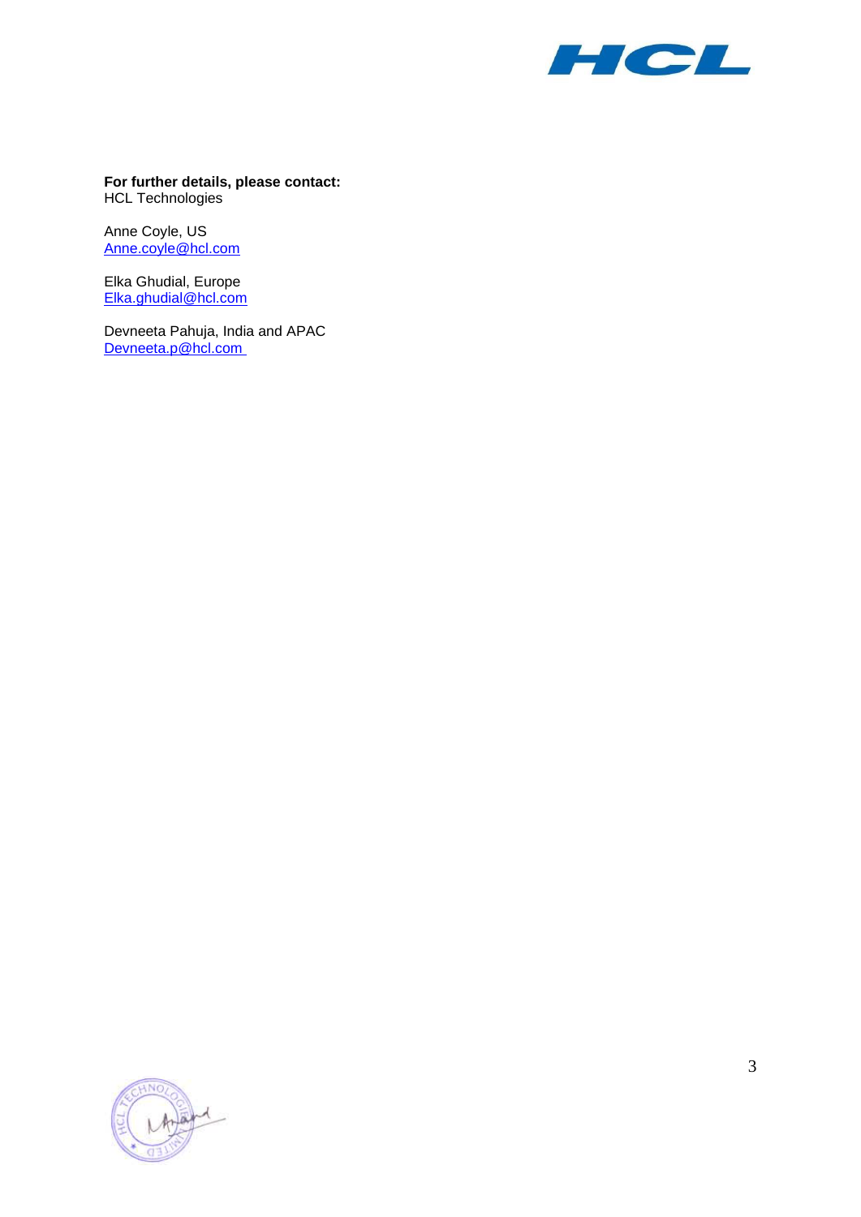**For further details, please contact:**
HCL Technologies

Anne Coyle, US
Anne.coyle@hcl.com

Elka Ghudial, Europe
Elka.ghudial@hcl.com

Devneeta Pahuja, India and APAC
Devneeta.p@hcl.com